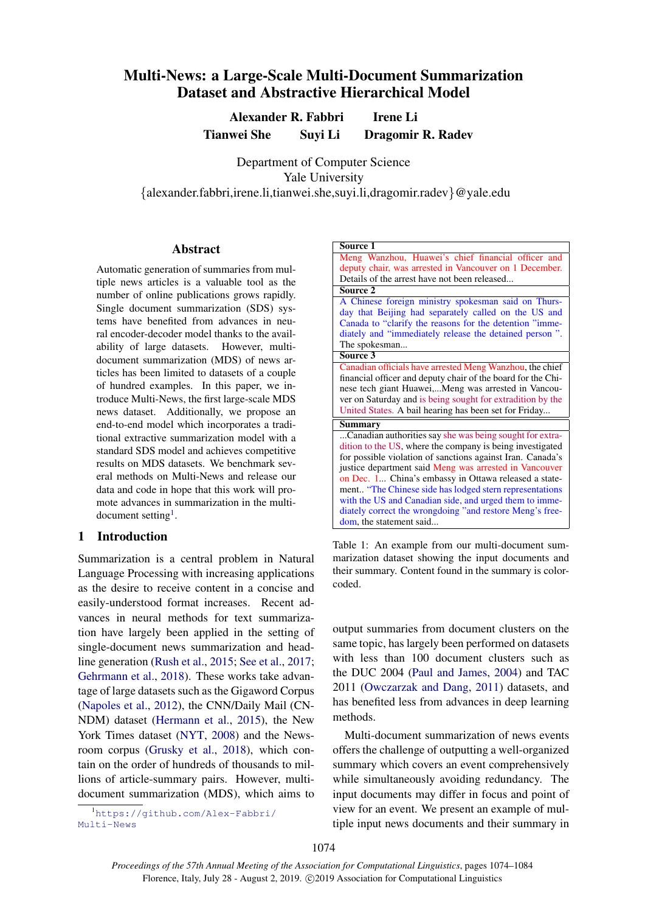# Multi-News: a Large-Scale Multi-Document Summarization Dataset and Abstractive Hierarchical Model

**Alexander R. Fabbri** **Irene Li**
**Tianwei She** **Suyi Li** **Dragomir R. Radev**

Department of Computer Science
Yale University
{alexander.fabbri,irene.li,tianwei.she,suyi.li,dragomir.radev}@yale.edu

## Abstract

Automatic generation of summaries from multiple news articles is a valuable tool as the number of online publications grows rapidly. Single document summarization (SDS) systems have benefited from advances in neural encoder-decoder model thanks to the availability of large datasets. However, multi-document summarization (MDS) of news articles has been limited to datasets of a couple of hundred examples. In this paper, we introduce Multi-News, the first large-scale MDS news dataset. Additionally, we propose an end-to-end model which incorporates a traditional extractive summarization model with a standard SDS model and achieves competitive results on MDS datasets. We benchmark several methods on Multi-News and release our data and code in hope that this work will promote advances in summarization in the multi-document setting[1].

## 1 Introduction

Summarization is a central problem in Natural Language Processing with increasing applications as the desire to receive content in a concise and easily-understood format increases. Recent advances in neural methods for text summarization have largely been applied in the setting of single-document news summarization and headline generation (Rush et al., 2015; See et al., 2017; Gehrmann et al., 2018). These works take advantage of large datasets such as the Gigaword Corpus (Napoles et al., 2012), the CNN/Daily Mail (CNNDM) dataset (Hermann et al., 2015), the New York Times dataset (NYT, 2008) and the Newsroom corpus (Grusky et al., 2018), which contain on the order of hundreds of thousands to millions of article-summary pairs. However, multi-document summarization (MDS), which aims to output summaries from document clusters on the same topic, has largely been performed on datasets with less than 100 document clusters such as the DUC 2004 (Paul and James, 2004) and TAC 2011 (Owczarzak and Dang, 2011) datasets, and has benefited less from advances in deep learning methods.

| **Source 1** |
|---|
| Meng Wanzhou, Huawei's chief financial officer and deputy chair, was arrested in Vancouver on 1 December. Details of the arrest have not been released... |
| **Source 2** |
| A Chinese foreign ministry spokesman said on Thursday that Beijing had separately called on the US and Canada to "clarify the reasons for the detention "immediately and "immediately release the detained person ". The spokesman... |
| **Source 3** |
| Canadian officials have arrested Meng Wanzhou, the chief financial officer and deputy chair of the board for the Chinese tech giant Huawei,...Meng was arrested in Vancouver on Saturday and is being sought for extradition by the United States. A bail hearing has been set for Friday... |
| **Summary** |
| ...Canadian authorities say she was being sought for extradition to the US, where the company is being investigated for possible violation of sanctions against Iran. Canada's justice department said Meng was arrested in Vancouver on Dec. 1... China's embassy in Ottawa released a statement.. "The Chinese side has lodged stern representations with the US and Canadian side, and urged them to immediately correct the wrongdoing "and restore Meng's freedom, the statement said... |

Table 1: An example from our multi-document summarization dataset showing the input documents and their summary. Content found in the summary is color-coded.

Multi-document summarization of news events offers the challenge of outputting a well-organized summary which covers an event comprehensively while simultaneously avoiding redundancy. The input documents may differ in focus and point of view for an event. We present an example of multiple input news documents and their summary in

[1] https://github.com/Alex-Fabbri/Multi-News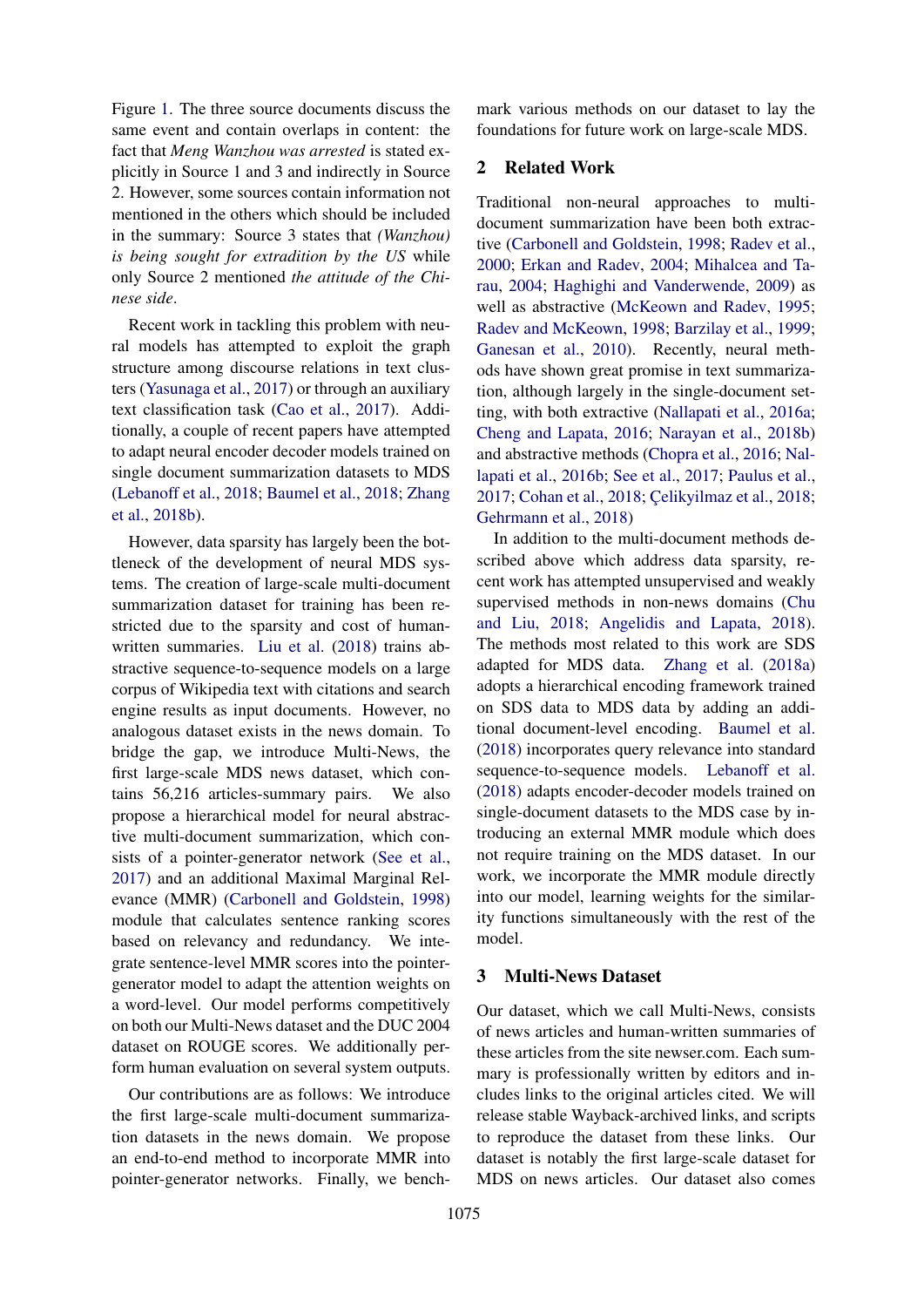Figure 1. The three source documents discuss the same event and contain overlaps in content: the fact that *Meng Wanzhou was arrested* is stated explicitly in Source 1 and 3 and indirectly in Source 2. However, some sources contain information not mentioned in the others which should be included in the summary: Source 3 states that *(Wanzhou) is being sought for extradition by the US* while only Source 2 mentioned *the attitude of the Chinese side*.

Recent work in tackling this problem with neural models has attempted to exploit the graph structure among discourse relations in text clusters (Yasunaga et al., 2017) or through an auxiliary text classification task (Cao et al., 2017). Additionally, a couple of recent papers have attempted to adapt neural encoder decoder models trained on single document summarization datasets to MDS (Lebanoff et al., 2018; Baumel et al., 2018; Zhang et al., 2018b).

However, data sparsity has largely been the bottleneck of the development of neural MDS systems. The creation of large-scale multi-document summarization dataset for training has been restricted due to the sparsity and cost of human-written summaries. Liu et al. (2018) trains abstractive sequence-to-sequence models on a large corpus of Wikipedia text with citations and search engine results as input documents. However, no analogous dataset exists in the news domain. To bridge the gap, we introduce Multi-News, the first large-scale MDS news dataset, which contains 56,216 articles-summary pairs. We also propose a hierarchical model for neural abstractive multi-document summarization, which consists of a pointer-generator network (See et al., 2017) and an additional Maximal Marginal Relevance (MMR) (Carbonell and Goldstein, 1998) module that calculates sentence ranking scores based on relevancy and redundancy. We integrate sentence-level MMR scores into the pointer-generator model to adapt the attention weights on a word-level. Our model performs competitively on both our Multi-News dataset and the DUC 2004 dataset on ROUGE scores. We additionally perform human evaluation on several system outputs.

Our contributions are as follows: We introduce the first large-scale multi-document summarization datasets in the news domain. We propose an end-to-end method to incorporate MMR into pointer-generator networks. Finally, we benchmark various methods on our dataset to lay the foundations for future work on large-scale MDS.

## 2 Related Work

Traditional non-neural approaches to multi-document summarization have been both extractive (Carbonell and Goldstein, 1998; Radev et al., 2000; Erkan and Radev, 2004; Mihalcea and Tarau, 2004; Haghighi and Vanderwende, 2009) as well as abstractive (McKeown and Radev, 1995; Radev and McKeown, 1998; Barzilay et al., 1999; Ganesan et al., 2010). Recently, neural methods have shown great promise in text summarization, although largely in the single-document setting, with both extractive (Nallapati et al., 2016a; Cheng and Lapata, 2016; Narayan et al., 2018b) and abstractive methods (Chopra et al., 2016; Nallapati et al., 2016b; See et al., 2017; Paulus et al., 2017; Cohan et al., 2018; Çelikyilmaz et al., 2018; Gehrmann et al., 2018)

In addition to the multi-document methods described above which address data sparsity, recent work has attempted unsupervised and weakly supervised methods in non-news domains (Chu and Liu, 2018; Angelidis and Lapata, 2018). The methods most related to this work are SDS adapted for MDS data. Zhang et al. (2018a) adopts a hierarchical encoding framework trained on SDS data to MDS data by adding an additional document-level encoding. Baumel et al. (2018) incorporates query relevance into standard sequence-to-sequence models. Lebanoff et al. (2018) adapts encoder-decoder models trained on single-document datasets to the MDS case by introducing an external MMR module which does not require training on the MDS dataset. In our work, we incorporate the MMR module directly into our model, learning weights for the similarity functions simultaneously with the rest of the model.

## 3 Multi-News Dataset

Our dataset, which we call Multi-News, consists of news articles and human-written summaries of these articles from the site newser.com. Each summary is professionally written by editors and includes links to the original articles cited. We will release stable Wayback-archived links, and scripts to reproduce the dataset from these links. Our dataset is notably the first large-scale dataset for MDS on news articles. Our dataset also comes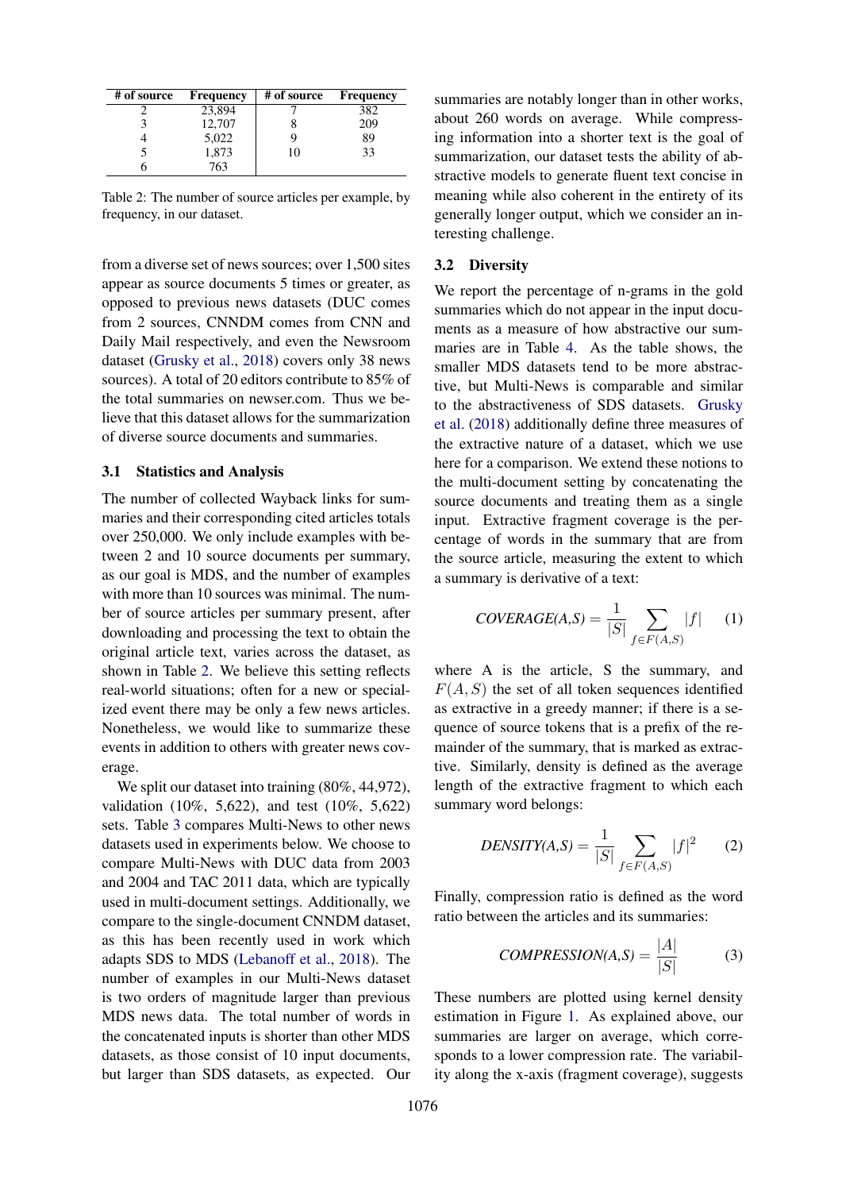| # of source | Frequency | # of source | Frequency |
|---|---|---|---|
| 2 | 23,894 | 7 | 382 |
| 3 | 12,707 | 8 | 209 |
| 4 | 5,022 | 9 | 89 |
| 5 | 1,873 | 10 | 33 |
| 6 | 763 | | |

Table 2: The number of source articles per example, by frequency, in our dataset.

from a diverse set of news sources; over 1,500 sites appear as source documents 5 times or greater, as opposed to previous news datasets (DUC comes from 2 sources, CNNDM comes from CNN and Daily Mail respectively, and even the Newsroom dataset (Grusky et al., 2018) covers only 38 news sources). A total of 20 editors contribute to 85% of the total summaries on newser.com. Thus we believe that this dataset allows for the summarization of diverse source documents and summaries.

### 3.1 Statistics and Analysis

The number of collected Wayback links for summaries and their corresponding cited articles totals over 250,000. We only include examples with between 2 and 10 source documents per summary, as our goal is MDS, and the number of examples with more than 10 sources was minimal. The number of source articles per summary present, after downloading and processing the text to obtain the original article text, varies across the dataset, as shown in Table 2. We believe this setting reflects real-world situations; often for a new or specialized event there may be only a few news articles. Nonetheless, we would like to summarize these events in addition to others with greater news coverage.

We split our dataset into training (80%, 44,972), validation (10%, 5,622), and test (10%, 5,622) sets. Table 3 compares Multi-News to other news datasets used in experiments below. We choose to compare Multi-News with DUC data from 2003 and 2004 and TAC 2011 data, which are typically used in multi-document settings. Additionally, we compare to the single-document CNNDM dataset, as this has been recently used in work which adapts SDS to MDS (Lebanoff et al., 2018). The number of examples in our Multi-News dataset is two orders of magnitude larger than previous MDS news data. The total number of words in the concatenated inputs is shorter than other MDS datasets, as those consist of 10 input documents, but larger than SDS datasets, as expected. Our summaries are notably longer than in other works, about 260 words on average. While compressing information into a shorter text is the goal of summarization, our dataset tests the ability of abstractive models to generate fluent text concise in meaning while also coherent in the entirety of its generally longer output, which we consider an interesting challenge.

### 3.2 Diversity

We report the percentage of n-grams in the gold summaries which do not appear in the input documents as a measure of how abstractive our summaries are in Table 4. As the table shows, the smaller MDS datasets tend to be more abstractive, but Multi-News is comparable and similar to the abstractiveness of SDS datasets. Grusky et al. (2018) additionally define three measures of the extractive nature of a dataset, which we use here for a comparison. We extend these notions to the multi-document setting by concatenating the source documents and treating them as a single input. Extractive fragment coverage is the percentage of words in the summary that are from the source article, measuring the extent to which a summary is derivative of a text:

$$COVERAGE(A,S) = \frac{1}{|S|} \sum_{f \in F(A,S)} |f| \quad (1)$$

where A is the article, S the summary, and $F(A, S)$ the set of all token sequences identified as extractive in a greedy manner; if there is a sequence of source tokens that is a prefix of the remainder of the summary, that is marked as extractive. Similarly, density is defined as the average length of the extractive fragment to which each summary word belongs:

$$DENSITY(A,S) = \frac{1}{|S|} \sum_{f \in F(A,S)} |f|^2 \quad (2)$$

Finally, compression ratio is defined as the word ratio between the articles and its summaries:

$$COMPRESSION(A,S) = \frac{|A|}{|S|} \quad (3)$$

These numbers are plotted using kernel density estimation in Figure 1. As explained above, our summaries are larger on average, which corresponds to a lower compression rate. The variability along the x-axis (fragment coverage), suggests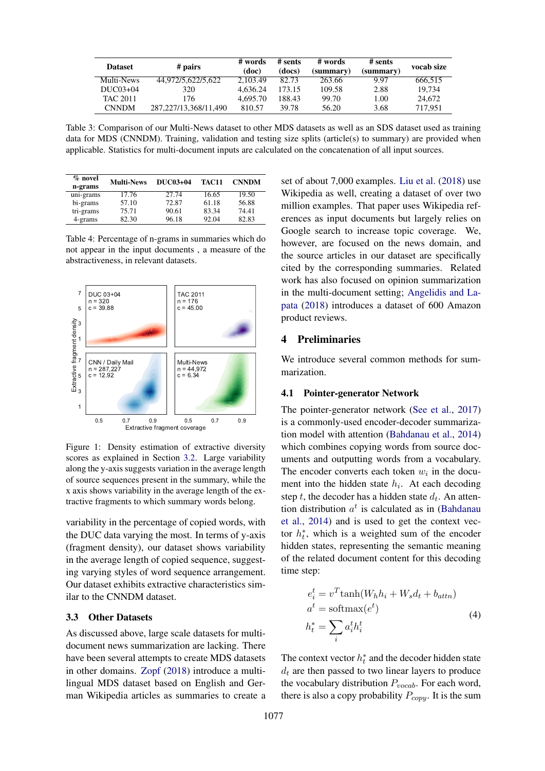| Dataset | # pairs | # words (doc) | # sents (docs) | # words (summary) | # sents (summary) | vocab size |
|---|---|---|---|---|---|---|
| Multi-News | 44,972/5,622/5,622 | 2,103.49 | 82.73 | 263.66 | 9.97 | 666,515 |
| DUC03+04 | 320 | 4,636.24 | 173.15 | 109.58 | 2.88 | 19,734 |
| TAC 2011 | 176 | 4,695.70 | 188.43 | 99.70 | 1.00 | 24,672 |
| CNNDM | 287,227/13,368/11,490 | 810.57 | 39.78 | 56.20 | 3.68 | 717,951 |

Table 3: Comparison of our Multi-News dataset to other MDS datasets as well as an SDS dataset used as training data for MDS (CNNDM). Training, validation and testing size splits (article(s) to summary) are provided when applicable. Statistics for multi-document inputs are calculated on the concatenation of all input sources.

| % novel n-grams | Multi-News | DUC03+04 | TAC11 | CNNDM |
|---|---|---|---|---|
| uni-grams | 17.76 | 27.74 | 16.65 | 19.50 |
| bi-grams | 57.10 | 72.87 | 61.18 | 56.88 |
| tri-grams | 75.71 | 90.61 | 83.34 | 74.41 |
| 4-grams | 82.30 | 96.18 | 92.04 | 82.83 |

Table 4: Percentage of n-grams in summaries which do not appear in the input documents , a measure of the abstractiveness, in relevant datasets.

Figure 1: Density estimation of extractive diversity scores as explained in Section 3.2. Large variability along the y-axis suggests variation in the average length of source sequences present in the summary, while the x axis shows variability in the average length of the extractive fragments to which summary words belong.

variability in the percentage of copied words, with the DUC data varying the most. In terms of y-axis (fragment density), our dataset shows variability in the average length of copied sequence, suggesting varying styles of word sequence arrangement. Our dataset exhibits extractive characteristics similar to the CNNDM dataset.

### 3.3 Other Datasets

As discussed above, large scale datasets for multi-document news summarization are lacking. There have been several attempts to create MDS datasets in other domains. Zopf (2018) introduce a multi-lingual MDS dataset based on English and German Wikipedia articles as summaries to create a set of about 7,000 examples. Liu et al. (2018) use Wikipedia as well, creating a dataset of over two million examples. That paper uses Wikipedia references as input documents but largely relies on Google search to increase topic coverage. We, however, are focused on the news domain, and the source articles in our dataset are specifically cited by the corresponding summaries. Related work has also focused on opinion summarization in the multi-document setting; Angelidis and Lapata (2018) introduces a dataset of 600 Amazon product reviews.

## 4 Preliminaries

We introduce several common methods for summarization.

### 4.1 Pointer-generator Network

The pointer-generator network (See et al., 2017) is a commonly-used encoder-decoder summarization model with attention (Bahdanau et al., 2014) which combines copying words from source documents and outputting words from a vocabulary. The encoder converts each token $w_i$ in the document into the hidden state $h_i$. At each decoding step $t$, the decoder has a hidden state $d_t$. An attention distribution $a^t$ is calculated as in (Bahdanau et al., 2014) and is used to get the context vector $h_t^*$, which is a weighted sum of the encoder hidden states, representing the semantic meaning of the related document content for this decoding time step:

$$
\begin{aligned}
e_i^t &= v^T \tanh(W_h h_i + W_s d_t + b_{attn}) \\
a^t &= \text{softmax}(e^t) \\
h_t^* &= \sum_i a_i^t h_i^t
\end{aligned} \tag{4}
$$

The context vector $h_t^*$ and the decoder hidden state $d_t$ are then passed to two linear layers to produce the vocabulary distribution $P_{vocab}$. For each word, there is also a copy probability $P_{copy}$. It is the sum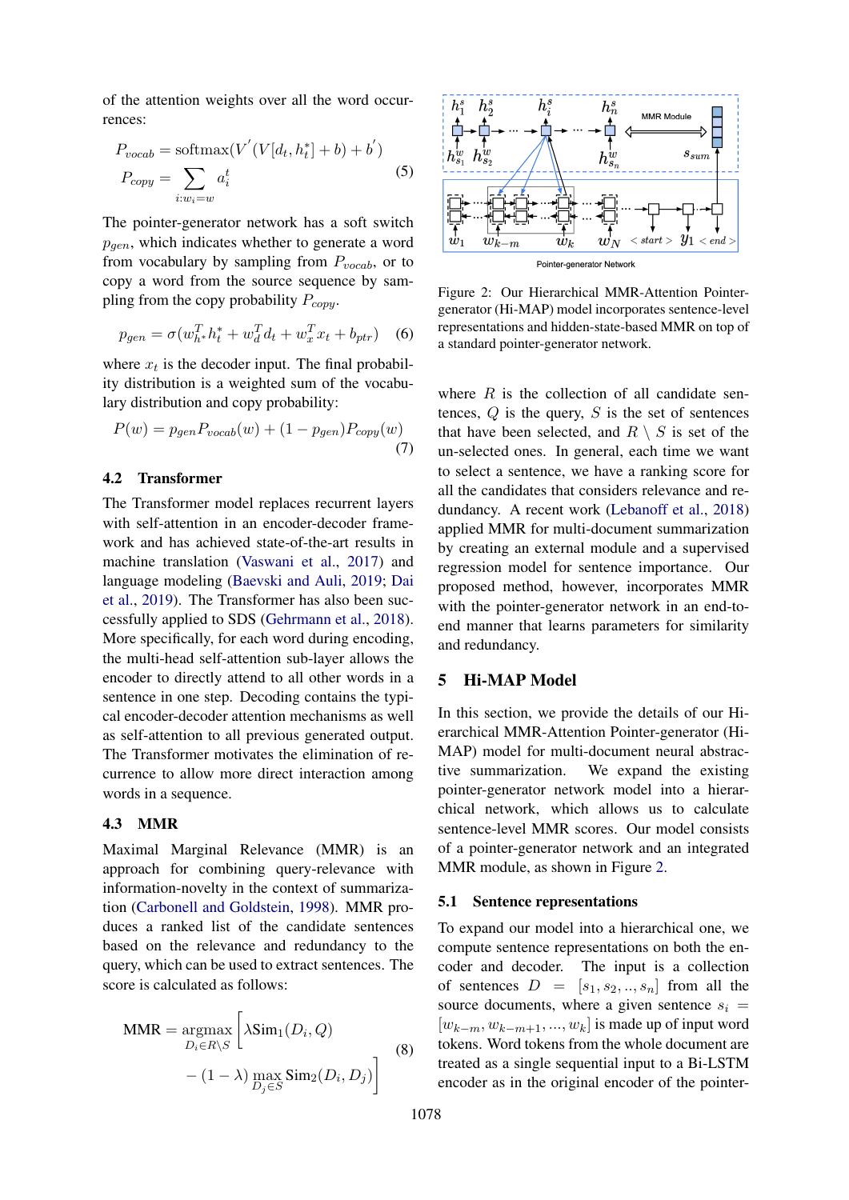of the attention weights over all the word occurrences:

$$P_{vocab} = \text{softmax}(V^{'}(V[d_t, h_t^*] + b) + b^{'})$$
$$P_{copy} = \sum_{i:w_i=w} a_i^t \tag{5}$$

The pointer-generator network has a soft switch $p_{gen}$, which indicates whether to generate a word from vocabulary by sampling from $P_{vocab}$, or to copy a word from the source sequence by sampling from the copy probability $P_{copy}$.

$$p_{gen} = \sigma(w_{h^*}^T h_t^* + w_d^T d_t + w_x^T x_t + b_{ptr}) \tag{6}$$

where $x_t$ is the decoder input. The final probability distribution is a weighted sum of the vocabulary distribution and copy probability:

$$P(w) = p_{gen} P_{vocab}(w) + (1 - p_{gen}) P_{copy}(w) \tag{7}$$

## 4.2 Transformer

The Transformer model replaces recurrent layers with self-attention in an encoder-decoder framework and has achieved state-of-the-art results in machine translation (Vaswani et al., 2017) and language modeling (Baevski and Auli, 2019; Dai et al., 2019). The Transformer has also been successfully applied to SDS (Gehrmann et al., 2018). More specifically, for each word during encoding, the multi-head self-attention sub-layer allows the encoder to directly attend to all other words in a sentence in one step. Decoding contains the typical encoder-decoder attention mechanisms as well as self-attention to all previous generated output. The Transformer motivates the elimination of recurrence to allow more direct interaction among words in a sequence.

## 4.3 MMR

Maximal Marginal Relevance (MMR) is an approach for combining query-relevance with information-novelty in the context of summarization (Carbonell and Goldstein, 1998). MMR produces a ranked list of the candidate sentences based on the relevance and redundancy to the query, which can be used to extract sentences. The score is calculated as follows:

$$\text{MMR} = \underset{D_i \in R \setminus S}{\text{argmax}} \Big[ \lambda \text{Sim}_1(D_i, Q) - (1 - \lambda) \max_{D_j \in S} \text{Sim}_2(D_i, D_j) \Big] \tag{8}$$

Figure 2: Our Hierarchical MMR-Attention Pointer-generator (Hi-MAP) model incorporates sentence-level representations and hidden-state-based MMR on top of a standard pointer-generator network.

where $R$ is the collection of all candidate sentences, $Q$ is the query, $S$ is the set of sentences that have been selected, and $R \setminus S$ is set of the un-selected ones. In general, each time we want to select a sentence, we have a ranking score for all the candidates that considers relevance and redundancy. A recent work (Lebanoff et al., 2018) applied MMR for multi-document summarization by creating an external module and a supervised regression model for sentence importance. Our proposed method, however, incorporates MMR with the pointer-generator network in an end-to-end manner that learns parameters for similarity and redundancy.

# 5 Hi-MAP Model

In this section, we provide the details of our Hierarchical MMR-Attention Pointer-generator (Hi-MAP) model for multi-document neural abstractive summarization. We expand the existing pointer-generator network model into a hierarchical network, which allows us to calculate sentence-level MMR scores. Our model consists of a pointer-generator network and an integrated MMR module, as shown in Figure 2.

## 5.1 Sentence representations

To expand our model into a hierarchical one, we compute sentence representations on both the encoder and decoder. The input is a collection of sentences $D = [s_1, s_2, .., s_n]$ from all the source documents, where a given sentence $s_i = [w_{k-m}, w_{k-m+1}, ..., w_k]$ is made up of input word tokens. Word tokens from the whole document are treated as a single sequential input to a Bi-LSTM encoder as in the original encoder of the pointer-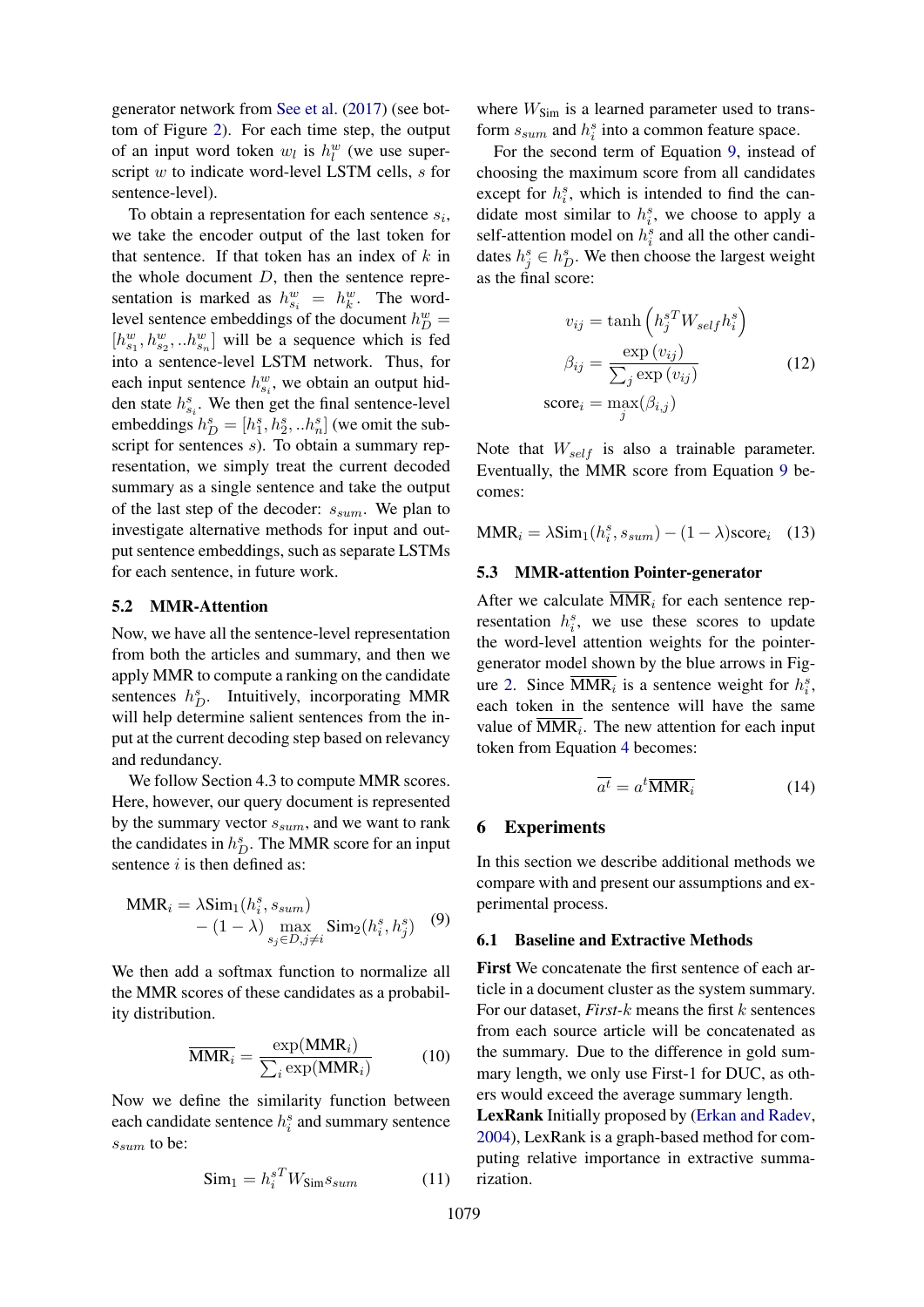generator network from See et al. (2017) (see bottom of Figure 2). For each time step, the output of an input word token $w_l$ is $h_l^w$ (we use superscript $w$ to indicate word-level LSTM cells, $s$ for sentence-level).

To obtain a representation for each sentence $s_i$, we take the encoder output of the last token for that sentence. If that token has an index of $k$ in the whole document $D$, then the sentence representation is marked as $h_{s_i}^w = h_k^w$. The word-level sentence embeddings of the document $h_D^w = [h_{s_1}^w, h_{s_2}^w, ..h_{s_n}^w]$ will be a sequence which is fed into a sentence-level LSTM network. Thus, for each input sentence $h_{s_i}^w$, we obtain an output hidden state $h_{s_i}^s$. We then get the final sentence-level embeddings $h_D^s = [h_1^s, h_2^s, ..h_n^s]$ (we omit the subscript for sentences $s$). To obtain a summary representation, we simply treat the current decoded summary as a single sentence and take the output of the last step of the decoder: $s_{sum}$. We plan to investigate alternative methods for input and output sentence embeddings, such as separate LSTMs for each sentence, in future work.

## 5.2 MMR-Attention

Now, we have all the sentence-level representation from both the articles and summary, and then we apply MMR to compute a ranking on the candidate sentences $h_D^s$. Intuitively, incorporating MMR will help determine salient sentences from the input at the current decoding step based on relevancy and redundancy.

We follow Section 4.3 to compute MMR scores. Here, however, our query document is represented by the summary vector $s_{sum}$, and we want to rank the candidates in $h_D^s$. The MMR score for an input sentence $i$ is then defined as:

$$\text{MMR}_i = \lambda \text{Sim}_1(h_i^s, s_{sum}) - (1-\lambda) \max_{s_j \in D, j \neq i} \text{Sim}_2(h_i^s, h_j^s) \tag{9}$$

We then add a softmax function to normalize all the MMR scores of these candidates as a probability distribution.

$$\overline{\text{MMR}}_i = \frac{\exp(\text{MMR}_i)}{\sum_i \exp(\text{MMR}_i)} \tag{10}$$

Now we define the similarity function between each candidate sentence $h_i^s$ and summary sentence $s_{sum}$ to be:

$$\text{Sim}_1 = h_i^{sT} W_{\text{Sim}} s_{sum} \tag{11}$$

where $W_{\text{Sim}}$ is a learned parameter used to transform $s_{sum}$ and $h_i^s$ into a common feature space.

For the second term of Equation 9, instead of choosing the maximum score from all candidates except for $h_i^s$, which is intended to find the candidate most similar to $h_i^s$, we choose to apply a self-attention model on $h_i^s$ and all the other candidates $h_j^s \in h_D^s$. We then choose the largest weight as the final score:

$$\begin{aligned} v_{ij} &= \tanh\left(h_j^{sT} W_{self} h_i^s\right) \\ \beta_{ij} &= \frac{\exp(v_{ij})}{\sum_j \exp(v_{ij})} \\ \text{score}_i &= \max_j(\beta_{i,j}) \end{aligned} \tag{12}$$

Note that $W_{self}$ is also a trainable parameter. Eventually, the MMR score from Equation 9 becomes:

$$\text{MMR}_i = \lambda \text{Sim}_1(h_i^s, s_{sum}) - (1-\lambda)\text{score}_i \tag{13}$$

## 5.3 MMR-attention Pointer-generator

After we calculate $\overline{\text{MMR}}_i$ for each sentence representation $h_i^s$, we use these scores to update the word-level attention weights for the pointer-generator model shown by the blue arrows in Figure 2. Since $\overline{\text{MMR}}_i$ is a sentence weight for $h_i^s$, each token in the sentence will have the same value of $\overline{\text{MMR}}_i$. The new attention for each input token from Equation 4 becomes:

$$\overline{a^t} = a^t \overline{\text{MMR}}_i \tag{14}$$

# 6 Experiments

In this section we describe additional methods we compare with and present our assumptions and experimental process.

## 6.1 Baseline and Extractive Methods

**First** We concatenate the first sentence of each article in a document cluster as the system summary. For our dataset, *First-k* means the first $k$ sentences from each source article will be concatenated as the summary. Due to the difference in gold summary length, we only use First-1 for DUC, as others would exceed the average summary length.

**LexRank** Initially proposed by (Erkan and Radev, 2004), LexRank is a graph-based method for computing relative importance in extractive summarization.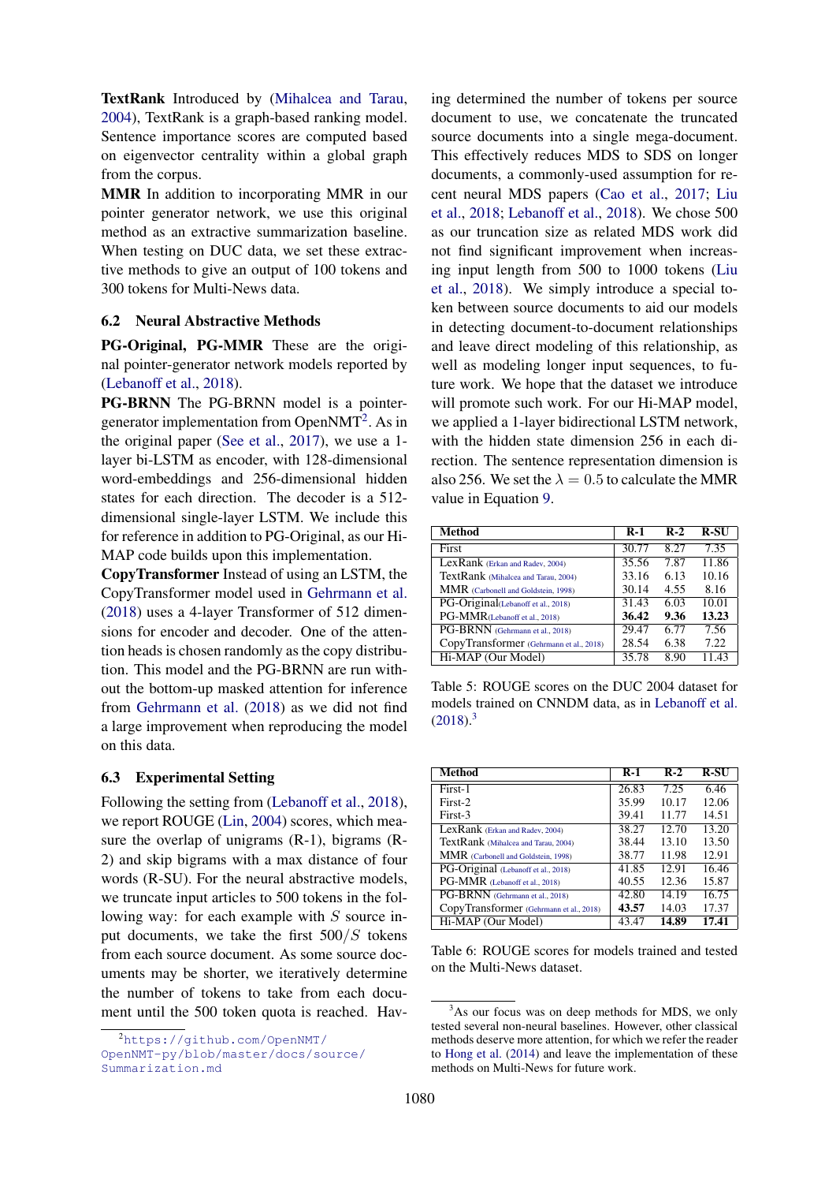**TextRank** Introduced by (Mihalcea and Tarau, 2004), TextRank is a graph-based ranking model. Sentence importance scores are computed based on eigenvector centrality within a global graph from the corpus.

**MMR** In addition to incorporating MMR in our pointer generator network, we use this original method as an extractive summarization baseline. When testing on DUC data, we set these extractive methods to give an output of 100 tokens and 300 tokens for Multi-News data.

## 6.2 Neural Abstractive Methods

**PG-Original, PG-MMR** These are the original pointer-generator network models reported by (Lebanoff et al., 2018).

**PG-BRNN** The PG-BRNN model is a pointer-generator implementation from OpenNMT[2]. As in the original paper (See et al., 2017), we use a 1-layer bi-LSTM as encoder, with 128-dimensional word-embeddings and 256-dimensional hidden states for each direction. The decoder is a 512-dimensional single-layer LSTM. We include this for reference in addition to PG-Original, as our Hi-MAP code builds upon this implementation.

**CopyTransformer** Instead of using an LSTM, the CopyTransformer model used in Gehrmann et al. (2018) uses a 4-layer Transformer of 512 dimensions for encoder and decoder. One of the attention heads is chosen randomly as the copy distribution. This model and the PG-BRNN are run without the bottom-up masked attention for inference from Gehrmann et al. (2018) as we did not find a large improvement when reproducing the model on this data.

## 6.3 Experimental Setting

Following the setting from (Lebanoff et al., 2018), we report ROUGE (Lin, 2004) scores, which measure the overlap of unigrams (R-1), bigrams (R-2) and skip bigrams with a max distance of four words (R-SU). For the neural abstractive models, we truncate input articles to 500 tokens in the following way: for each example with $S$ source input documents, we take the first $500/S$ tokens from each source document. As some source documents may be shorter, we iteratively determine the number of tokens to take from each document until the 500 token quota is reached. Having determined the number of tokens per source document to use, we concatenate the truncated source documents into a single mega-document. This effectively reduces MDS to SDS on longer documents, a commonly-used assumption for recent neural MDS papers (Cao et al., 2017; Liu et al., 2018; Lebanoff et al., 2018). We chose 500 as our truncation size as related MDS work did not find significant improvement when increasing input length from 500 to 1000 tokens (Liu et al., 2018). We simply introduce a special token between source documents to aid our models in detecting document-to-document relationships and leave direct modeling of this relationship, as well as modeling longer input sequences, to future work. We hope that the dataset we introduce will promote such work. For our Hi-MAP model, we applied a 1-layer bidirectional LSTM network, with the hidden state dimension 256 in each direction. The sentence representation dimension is also 256. We set the $\lambda = 0.5$ to calculate the MMR value in Equation 9.

| Method | R-1 | R-2 | R-SU |
|---|---|---|---|
| First | 30.77 | 8.27 | 7.35 |
| LexRank (Erkan and Radev, 2004) | 35.56 | 7.87 | 11.86 |
| TextRank (Mihalcea and Tarau, 2004) | 33.16 | 6.13 | 10.16 |
| MMR (Carbonell and Goldstein, 1998) | 30.14 | 4.55 | 8.16 |
| PG-Original(Lebanoff et al., 2018) | 31.43 | 6.03 | 10.01 |
| PG-MMR(Lebanoff et al., 2018) | **36.42** | **9.36** | **13.23** |
| PG-BRNN (Gehrmann et al., 2018) | 29.47 | 6.77 | 7.56 |
| CopyTransformer (Gehrmann et al., 2018) | 28.54 | 6.38 | 7.22 |
| Hi-MAP (Our Model) | 35.78 | 8.90 | 11.43 |

Table 5: ROUGE scores on the DUC 2004 dataset for models trained on CNNDM data, as in Lebanoff et al. (2018).[3]

| Method | R-1 | R-2 | R-SU |
|---|---|---|---|
| First-1 | 26.83 | 7.25 | 6.46 |
| First-2 | 35.99 | 10.17 | 12.06 |
| First-3 | 39.41 | 11.77 | 14.51 |
| LexRank (Erkan and Radev, 2004) | 38.27 | 12.70 | 13.20 |
| TextRank (Mihalcea and Tarau, 2004) | 38.44 | 13.10 | 13.50 |
| MMR (Carbonell and Goldstein, 1998) | 38.77 | 11.98 | 12.91 |
| PG-Original (Lebanoff et al., 2018) | 41.85 | 12.91 | 16.46 |
| PG-MMR (Lebanoff et al., 2018) | 40.55 | 12.36 | 15.87 |
| PG-BRNN (Gehrmann et al., 2018) | 42.80 | 14.19 | 16.75 |
| CopyTransformer (Gehrmann et al., 2018) | **43.57** | 14.03 | 17.37 |
| Hi-MAP (Our Model) | 43.47 | **14.89** | **17.41** |

Table 6: ROUGE scores for models trained and tested on the Multi-News dataset.

[2] https://github.com/OpenNMT/OpenNMT-py/blob/master/docs/source/Summarization.md

[3] As our focus was on deep methods for MDS, we only tested several non-neural baselines. However, other classical methods deserve more attention, for which we refer the reader to Hong et al. (2014) and leave the implementation of these methods on Multi-News for future work.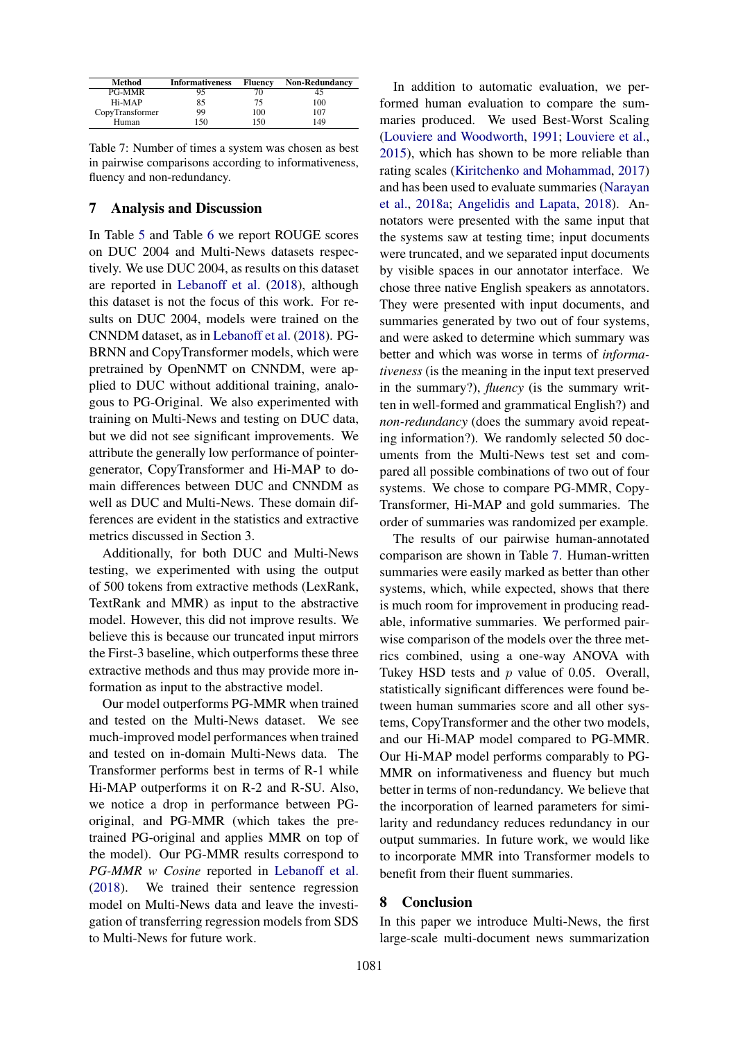| Method | Informativeness | Fluency | Non-Redundancy |
|---|---|---|---|
| PG-MMR | 95 | 70 | 45 |
| Hi-MAP | 85 | 75 | 100 |
| CopyTransformer | 99 | 100 | 107 |
| Human | 150 | 150 | 149 |

Table 7: Number of times a system was chosen as best in pairwise comparisons according to informativeness, fluency and non-redundancy.

## 7 Analysis and Discussion

In Table 5 and Table 6 we report ROUGE scores on DUC 2004 and Multi-News datasets respectively. We use DUC 2004, as results on this dataset are reported in Lebanoff et al. (2018), although this dataset is not the focus of this work. For results on DUC 2004, models were trained on the CNNDM dataset, as in Lebanoff et al. (2018). PG-BRNN and CopyTransformer models, which were pretrained by OpenNMT on CNNDM, were applied to DUC without additional training, analogous to PG-Original. We also experimented with training on Multi-News and testing on DUC data, but we did not see significant improvements. We attribute the generally low performance of pointer-generator, CopyTransformer and Hi-MAP to domain differences between DUC and CNNDM as well as DUC and Multi-News. These domain differences are evident in the statistics and extractive metrics discussed in Section 3.

Additionally, for both DUC and Multi-News testing, we experimented with using the output of 500 tokens from extractive methods (LexRank, TextRank and MMR) as input to the abstractive model. However, this did not improve results. We believe this is because our truncated input mirrors the First-3 baseline, which outperforms these three extractive methods and thus may provide more information as input to the abstractive model.

Our model outperforms PG-MMR when trained and tested on the Multi-News dataset. We see much-improved model performances when trained and tested on in-domain Multi-News data. The Transformer performs best in terms of R-1 while Hi-MAP outperforms it on R-2 and R-SU. Also, we notice a drop in performance between PG-original, and PG-MMR (which takes the pre-trained PG-original and applies MMR on top of the model). Our PG-MMR results correspond to *PG-MMR w Cosine* reported in Lebanoff et al. (2018). We trained their sentence regression model on Multi-News data and leave the investigation of transferring regression models from SDS to Multi-News for future work.

In addition to automatic evaluation, we performed human evaluation to compare the summaries produced. We used Best-Worst Scaling (Louviere and Woodworth, 1991; Louviere et al., 2015), which has shown to be more reliable than rating scales (Kiritchenko and Mohammad, 2017) and has been used to evaluate summaries (Narayan et al., 2018a; Angelidis and Lapata, 2018). Annotators were presented with the same input that the systems saw at testing time; input documents were truncated, and we separated input documents by visible spaces in our annotator interface. We chose three native English speakers as annotators. They were presented with input documents, and summaries generated by two out of four systems, and were asked to determine which summary was better and which was worse in terms of *informativeness* (is the meaning in the input text preserved in the summary?), *fluency* (is the summary written in well-formed and grammatical English?) and *non-redundancy* (does the summary avoid repeating information?). We randomly selected 50 documents from the Multi-News test set and compared all possible combinations of two out of four systems. We chose to compare PG-MMR, CopyTransformer, Hi-MAP and gold summaries. The order of summaries was randomized per example.

The results of our pairwise human-annotated comparison are shown in Table 7. Human-written summaries were easily marked as better than other systems, which, while expected, shows that there is much room for improvement in producing readable, informative summaries. We performed pairwise comparison of the models over the three metrics combined, using a one-way ANOVA with Tukey HSD tests and $p$ value of 0.05. Overall, statistically significant differences were found between human summaries score and all other systems, CopyTransformer and the other two models, and our Hi-MAP model compared to PG-MMR. Our Hi-MAP model performs comparably to PG-MMR on informativeness and fluency but much better in terms of non-redundancy. We believe that the incorporation of learned parameters for similarity and redundancy reduces redundancy in our output summaries. In future work, we would like to incorporate MMR into Transformer models to benefit from their fluent summaries.

## 8 Conclusion

In this paper we introduce Multi-News, the first large-scale multi-document news summarization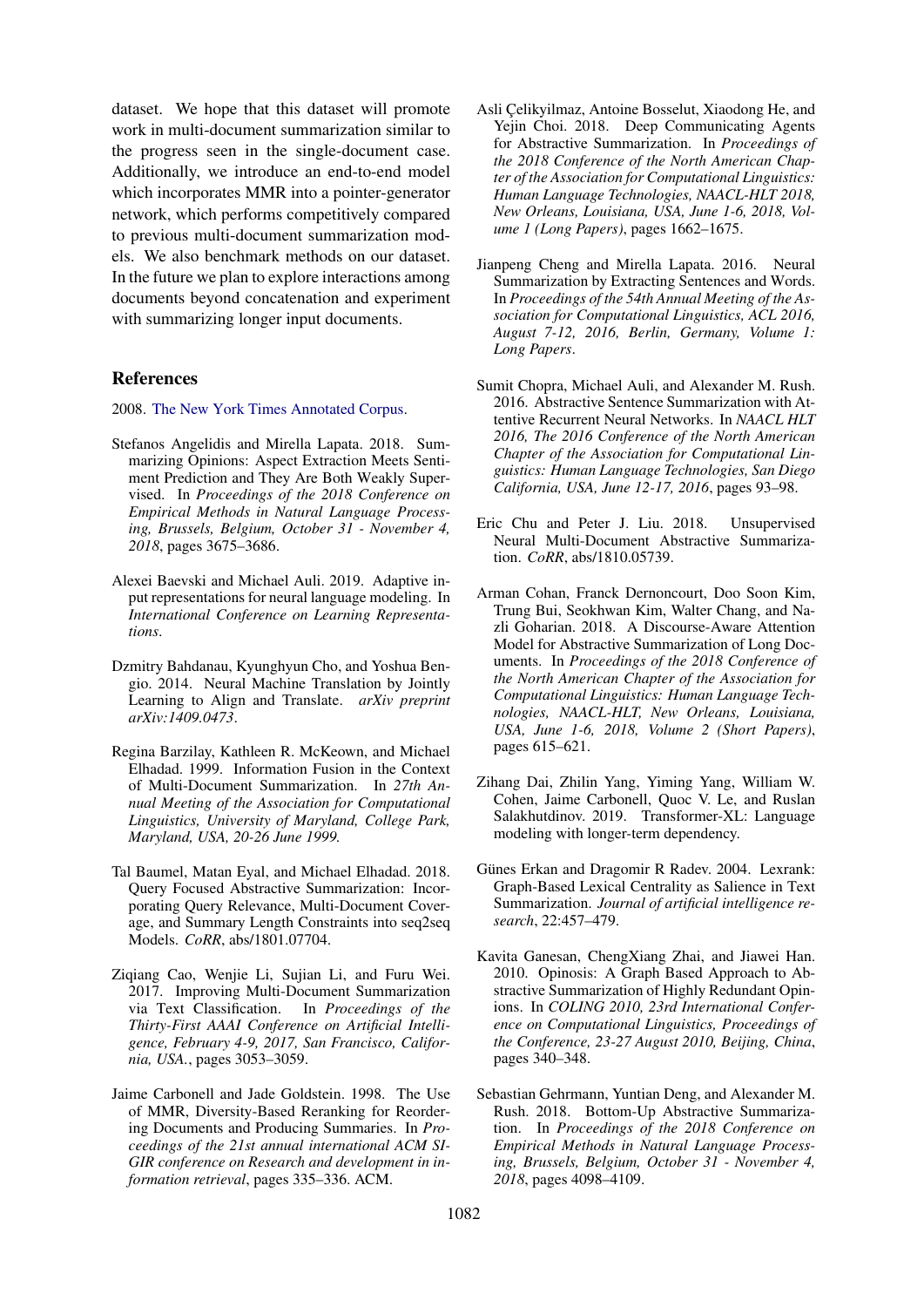dataset. We hope that this dataset will promote work in multi-document summarization similar to the progress seen in the single-document case. Additionally, we introduce an end-to-end model which incorporates MMR into a pointer-generator network, which performs competitively compared to previous multi-document summarization models. We also benchmark methods on our dataset. In the future we plan to explore interactions among documents beyond concatenation and experiment with summarizing longer input documents.

## References

2008. The New York Times Annotated Corpus.

Stefanos Angelidis and Mirella Lapata. 2018. Summarizing Opinions: Aspect Extraction Meets Sentiment Prediction and They Are Both Weakly Supervised. In *Proceedings of the 2018 Conference on Empirical Methods in Natural Language Processing, Brussels, Belgium, October 31 - November 4, 2018*, pages 3675–3686.

Alexei Baevski and Michael Auli. 2019. Adaptive input representations for neural language modeling. In *International Conference on Learning Representations*.

Dzmitry Bahdanau, Kyunghyun Cho, and Yoshua Bengio. 2014. Neural Machine Translation by Jointly Learning to Align and Translate. *arXiv preprint arXiv:1409.0473*.

Regina Barzilay, Kathleen R. McKeown, and Michael Elhadad. 1999. Information Fusion in the Context of Multi-Document Summarization. In *27th Annual Meeting of the Association for Computational Linguistics, University of Maryland, College Park, Maryland, USA, 20-26 June 1999.*

Tal Baumel, Matan Eyal, and Michael Elhadad. 2018. Query Focused Abstractive Summarization: Incorporating Query Relevance, Multi-Document Coverage, and Summary Length Constraints into seq2seq Models. *CoRR*, abs/1801.07704.

Ziqiang Cao, Wenjie Li, Sujian Li, and Furu Wei. 2017. Improving Multi-Document Summarization via Text Classification. In *Proceedings of the Thirty-First AAAI Conference on Artificial Intelligence, February 4-9, 2017, San Francisco, California, USA.*, pages 3053–3059.

Jaime Carbonell and Jade Goldstein. 1998. The Use of MMR, Diversity-Based Reranking for Reordering Documents and Producing Summaries. In *Proceedings of the 21st annual international ACM SIGIR conference on Research and development in information retrieval*, pages 335–336. ACM.

Asli Çelikyilmaz, Antoine Bosselut, Xiaodong He, and Yejin Choi. 2018. Deep Communicating Agents for Abstractive Summarization. In *Proceedings of the 2018 Conference of the North American Chapter of the Association for Computational Linguistics: Human Language Technologies, NAACL-HLT 2018, New Orleans, Louisiana, USA, June 1-6, 2018, Volume 1 (Long Papers)*, pages 1662–1675.

Jianpeng Cheng and Mirella Lapata. 2016. Neural Summarization by Extracting Sentences and Words. In *Proceedings of the 54th Annual Meeting of the Association for Computational Linguistics, ACL 2016, August 7-12, 2016, Berlin, Germany, Volume 1: Long Papers*.

Sumit Chopra, Michael Auli, and Alexander M. Rush. 2016. Abstractive Sentence Summarization with Attentive Recurrent Neural Networks. In *NAACL HLT 2016, The 2016 Conference of the North American Chapter of the Association for Computational Linguistics: Human Language Technologies, San Diego California, USA, June 12-17, 2016*, pages 93–98.

Eric Chu and Peter J. Liu. 2018. Unsupervised Neural Multi-Document Abstractive Summarization. *CoRR*, abs/1810.05739.

Arman Cohan, Franck Dernoncourt, Doo Soon Kim, Trung Bui, Seokhwan Kim, Walter Chang, and Nazli Goharian. 2018. A Discourse-Aware Attention Model for Abstractive Summarization of Long Documents. In *Proceedings of the 2018 Conference of the North American Chapter of the Association for Computational Linguistics: Human Language Technologies, NAACL-HLT, New Orleans, Louisiana, USA, June 1-6, 2018, Volume 2 (Short Papers)*, pages 615–621.

Zihang Dai, Zhilin Yang, Yiming Yang, William W. Cohen, Jaime Carbonell, Quoc V. Le, and Ruslan Salakhutdinov. 2019. Transformer-XL: Language modeling with longer-term dependency.

Günes Erkan and Dragomir R Radev. 2004. Lexrank: Graph-Based Lexical Centrality as Salience in Text Summarization. *Journal of artificial intelligence research*, 22:457–479.

Kavita Ganesan, ChengXiang Zhai, and Jiawei Han. 2010. Opinosis: A Graph Based Approach to Abstractive Summarization of Highly Redundant Opinions. In *COLING 2010, 23rd International Conference on Computational Linguistics, Proceedings of the Conference, 23-27 August 2010, Beijing, China*, pages 340–348.

Sebastian Gehrmann, Yuntian Deng, and Alexander M. Rush. 2018. Bottom-Up Abstractive Summarization. In *Proceedings of the 2018 Conference on Empirical Methods in Natural Language Processing, Brussels, Belgium, October 31 - November 4, 2018*, pages 4098–4109.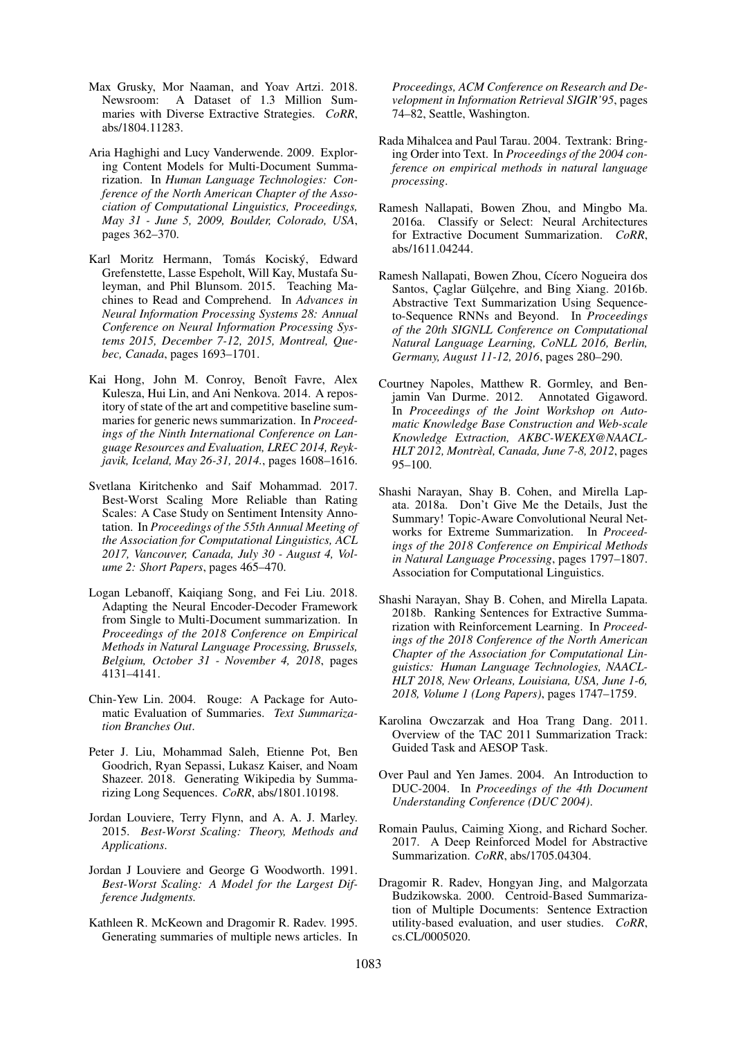Max Grusky, Mor Naaman, and Yoav Artzi. 2018. Newsroom: A Dataset of 1.3 Million Summaries with Diverse Extractive Strategies. *CoRR*, abs/1804.11283.

Aria Haghighi and Lucy Vanderwende. 2009. Exploring Content Models for Multi-Document Summarization. In *Human Language Technologies: Conference of the North American Chapter of the Association of Computational Linguistics, Proceedings, May 31 - June 5, 2009, Boulder, Colorado, USA*, pages 362–370.

Karl Moritz Hermann, Tomás Kociský, Edward Grefenstette, Lasse Espeholt, Will Kay, Mustafa Suleyman, and Phil Blunsom. 2015. Teaching Machines to Read and Comprehend. In *Advances in Neural Information Processing Systems 28: Annual Conference on Neural Information Processing Systems 2015, December 7-12, 2015, Montreal, Quebec, Canada*, pages 1693–1701.

Kai Hong, John M. Conroy, Benoît Favre, Alex Kulesza, Hui Lin, and Ani Nenkova. 2014. A repository of state of the art and competitive baseline summaries for generic news summarization. In *Proceedings of the Ninth International Conference on Language Resources and Evaluation, LREC 2014, Reykjavik, Iceland, May 26-31, 2014.*, pages 1608–1616.

Svetlana Kiritchenko and Saif Mohammad. 2017. Best-Worst Scaling More Reliable than Rating Scales: A Case Study on Sentiment Intensity Annotation. In *Proceedings of the 55th Annual Meeting of the Association for Computational Linguistics, ACL 2017, Vancouver, Canada, July 30 - August 4, Volume 2: Short Papers*, pages 465–470.

Logan Lebanoff, Kaiqiang Song, and Fei Liu. 2018. Adapting the Neural Encoder-Decoder Framework from Single to Multi-Document summarization. In *Proceedings of the 2018 Conference on Empirical Methods in Natural Language Processing, Brussels, Belgium, October 31 - November 4, 2018*, pages 4131–4141.

Chin-Yew Lin. 2004. Rouge: A Package for Automatic Evaluation of Summaries. *Text Summarization Branches Out*.

Peter J. Liu, Mohammad Saleh, Etienne Pot, Ben Goodrich, Ryan Sepassi, Lukasz Kaiser, and Noam Shazeer. 2018. Generating Wikipedia by Summarizing Long Sequences. *CoRR*, abs/1801.10198.

Jordan Louviere, Terry Flynn, and A. A. J. Marley. 2015. *Best-Worst Scaling: Theory, Methods and Applications*.

Jordan J Louviere and George G Woodworth. 1991. *Best-Worst Scaling: A Model for the Largest Difference Judgments.*

Kathleen R. McKeown and Dragomir R. Radev. 1995. Generating summaries of multiple news articles. In *Proceedings, ACM Conference on Research and Development in Information Retrieval SIGIR'95*, pages 74–82, Seattle, Washington.

Rada Mihalcea and Paul Tarau. 2004. Textrank: Bringing Order into Text. In *Proceedings of the 2004 conference on empirical methods in natural language processing*.

Ramesh Nallapati, Bowen Zhou, and Mingbo Ma. 2016a. Classify or Select: Neural Architectures for Extractive Document Summarization. *CoRR*, abs/1611.04244.

Ramesh Nallapati, Bowen Zhou, Cícero Nogueira dos Santos, Çaglar Gülçehre, and Bing Xiang. 2016b. Abstractive Text Summarization Using Sequence-to-Sequence RNNs and Beyond. In *Proceedings of the 20th SIGNLL Conference on Computational Natural Language Learning, CoNLL 2016, Berlin, Germany, August 11-12, 2016*, pages 280–290.

Courtney Napoles, Matthew R. Gormley, and Benjamin Van Durme. 2012. Annotated Gigaword. In *Proceedings of the Joint Workshop on Automatic Knowledge Base Construction and Web-scale Knowledge Extraction, AKBC-WEKEX@NAACL-HLT 2012, Montrèal, Canada, June 7-8, 2012*, pages 95–100.

Shashi Narayan, Shay B. Cohen, and Mirella Lapata. 2018a. Don't Give Me the Details, Just the Summary! Topic-Aware Convolutional Neural Networks for Extreme Summarization. In *Proceedings of the 2018 Conference on Empirical Methods in Natural Language Processing*, pages 1797–1807. Association for Computational Linguistics.

Shashi Narayan, Shay B. Cohen, and Mirella Lapata. 2018b. Ranking Sentences for Extractive Summarization with Reinforcement Learning. In *Proceedings of the 2018 Conference of the North American Chapter of the Association for Computational Linguistics: Human Language Technologies, NAACL-HLT 2018, New Orleans, Louisiana, USA, June 1-6, 2018, Volume 1 (Long Papers)*, pages 1747–1759.

Karolina Owczarzak and Hoa Trang Dang. 2011. Overview of the TAC 2011 Summarization Track: Guided Task and AESOP Task.

Over Paul and Yen James. 2004. An Introduction to DUC-2004. In *Proceedings of the 4th Document Understanding Conference (DUC 2004)*.

Romain Paulus, Caiming Xiong, and Richard Socher. 2017. A Deep Reinforced Model for Abstractive Summarization. *CoRR*, abs/1705.04304.

Dragomir R. Radev, Hongyan Jing, and Malgorzata Budzikowska. 2000. Centroid-Based Summarization of Multiple Documents: Sentence Extraction utility-based evaluation, and user studies. *CoRR*, cs.CL/0005020.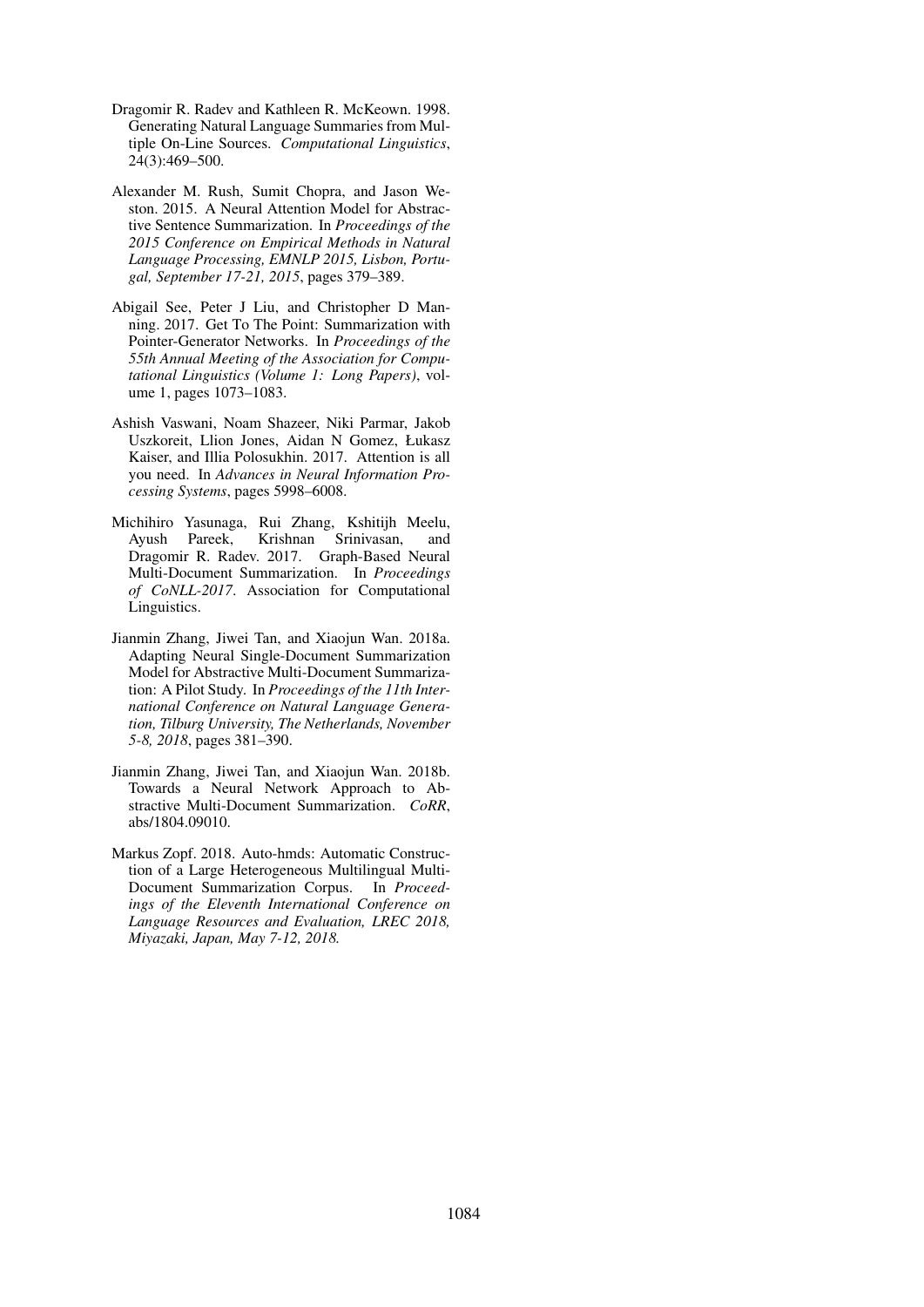Dragomir R. Radev and Kathleen R. McKeown. 1998. Generating Natural Language Summaries from Multiple On-Line Sources. *Computational Linguistics*, 24(3):469–500.

Alexander M. Rush, Sumit Chopra, and Jason Weston. 2015. A Neural Attention Model for Abstractive Sentence Summarization. In *Proceedings of the 2015 Conference on Empirical Methods in Natural Language Processing, EMNLP 2015, Lisbon, Portugal, September 17-21, 2015*, pages 379–389.

Abigail See, Peter J Liu, and Christopher D Manning. 2017. Get To The Point: Summarization with Pointer-Generator Networks. In *Proceedings of the 55th Annual Meeting of the Association for Computational Linguistics (Volume 1: Long Papers)*, volume 1, pages 1073–1083.

Ashish Vaswani, Noam Shazeer, Niki Parmar, Jakob Uszkoreit, Llion Jones, Aidan N Gomez, Łukasz Kaiser, and Illia Polosukhin. 2017. Attention is all you need. In *Advances in Neural Information Processing Systems*, pages 5998–6008.

Michihiro Yasunaga, Rui Zhang, Kshitijh Meelu, Ayush Pareek, Krishnan Srinivasan, and Dragomir R. Radev. 2017. Graph-Based Neural Multi-Document Summarization. In *Proceedings of CoNLL-2017*. Association for Computational Linguistics.

Jianmin Zhang, Jiwei Tan, and Xiaojun Wan. 2018a. Adapting Neural Single-Document Summarization Model for Abstractive Multi-Document Summarization: A Pilot Study. In *Proceedings of the 11th International Conference on Natural Language Generation, Tilburg University, The Netherlands, November 5-8, 2018*, pages 381–390.

Jianmin Zhang, Jiwei Tan, and Xiaojun Wan. 2018b. Towards a Neural Network Approach to Abstractive Multi-Document Summarization. *CoRR*, abs/1804.09010.

Markus Zopf. 2018. Auto-hmds: Automatic Construction of a Large Heterogeneous Multilingual Multi-Document Summarization Corpus. In *Proceedings of the Eleventh International Conference on Language Resources and Evaluation, LREC 2018, Miyazaki, Japan, May 7-12, 2018.*